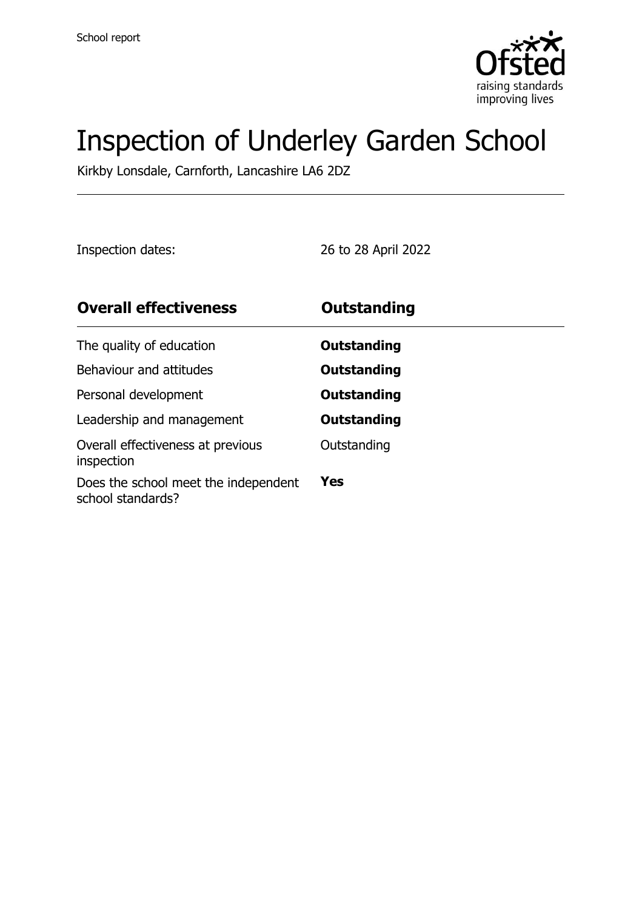School report

# Inspection of Underley Garden School

Kirkby Lonsdale, Carnforth, Lancashire LA6 2DZ

Inspection dates: 26 to 28 April 2022

| **Overall effectiveness** | **Outstanding** |
| --- | --- |
| The quality of education | **Outstanding** |
| Behaviour and attitudes | **Outstanding** |
| Personal development | **Outstanding** |
| Leadership and management | **Outstanding** |
| Overall effectiveness at previous inspection | Outstanding |
| Does the school meet the independent school standards? | **Yes** |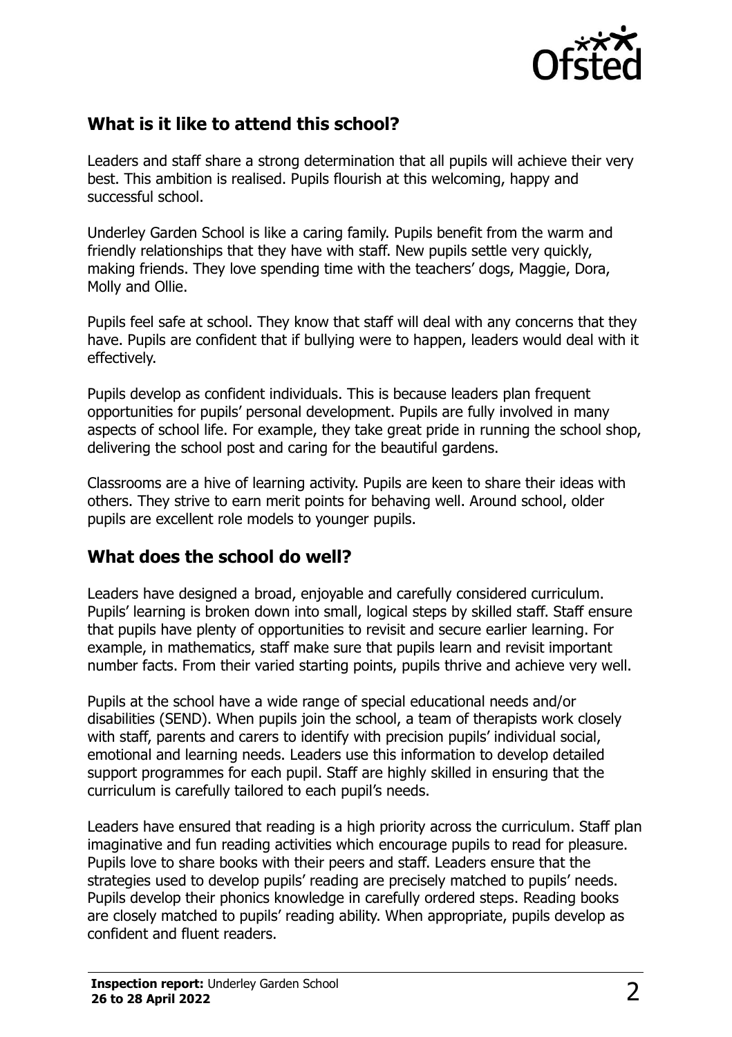## What is it like to attend this school?

Leaders and staff share a strong determination that all pupils will achieve their very best. This ambition is realised. Pupils flourish at this welcoming, happy and successful school.

Underley Garden School is like a caring family. Pupils benefit from the warm and friendly relationships that they have with staff. New pupils settle very quickly, making friends. They love spending time with the teachers' dogs, Maggie, Dora, Molly and Ollie.

Pupils feel safe at school. They know that staff will deal with any concerns that they have. Pupils are confident that if bullying were to happen, leaders would deal with it effectively.

Pupils develop as confident individuals. This is because leaders plan frequent opportunities for pupils' personal development. Pupils are fully involved in many aspects of school life. For example, they take great pride in running the school shop, delivering the school post and caring for the beautiful gardens.

Classrooms are a hive of learning activity. Pupils are keen to share their ideas with others. They strive to earn merit points for behaving well. Around school, older pupils are excellent role models to younger pupils.

## What does the school do well?

Leaders have designed a broad, enjoyable and carefully considered curriculum. Pupils' learning is broken down into small, logical steps by skilled staff. Staff ensure that pupils have plenty of opportunities to revisit and secure earlier learning. For example, in mathematics, staff make sure that pupils learn and revisit important number facts. From their varied starting points, pupils thrive and achieve very well.

Pupils at the school have a wide range of special educational needs and/or disabilities (SEND). When pupils join the school, a team of therapists work closely with staff, parents and carers to identify with precision pupils' individual social, emotional and learning needs. Leaders use this information to develop detailed support programmes for each pupil. Staff are highly skilled in ensuring that the curriculum is carefully tailored to each pupil's needs.

Leaders have ensured that reading is a high priority across the curriculum. Staff plan imaginative and fun reading activities which encourage pupils to read for pleasure. Pupils love to share books with their peers and staff. Leaders ensure that the strategies used to develop pupils' reading are precisely matched to pupils' needs. Pupils develop their phonics knowledge in carefully ordered steps. Reading books are closely matched to pupils' reading ability. When appropriate, pupils develop as confident and fluent readers.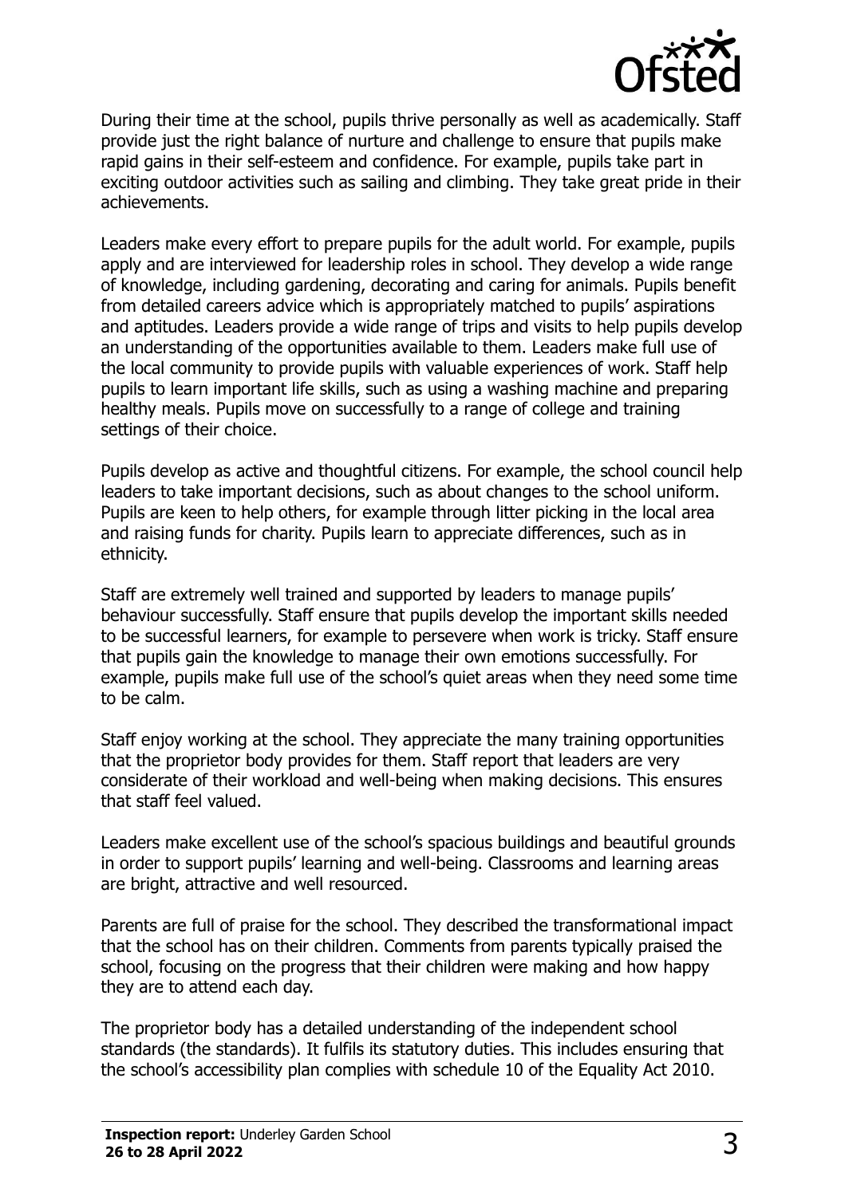During their time at the school, pupils thrive personally as well as academically. Staff provide just the right balance of nurture and challenge to ensure that pupils make rapid gains in their self-esteem and confidence. For example, pupils take part in exciting outdoor activities such as sailing and climbing. They take great pride in their achievements.

Leaders make every effort to prepare pupils for the adult world. For example, pupils apply and are interviewed for leadership roles in school. They develop a wide range of knowledge, including gardening, decorating and caring for animals. Pupils benefit from detailed careers advice which is appropriately matched to pupils' aspirations and aptitudes. Leaders provide a wide range of trips and visits to help pupils develop an understanding of the opportunities available to them. Leaders make full use of the local community to provide pupils with valuable experiences of work. Staff help pupils to learn important life skills, such as using a washing machine and preparing healthy meals. Pupils move on successfully to a range of college and training settings of their choice.

Pupils develop as active and thoughtful citizens. For example, the school council help leaders to take important decisions, such as about changes to the school uniform. Pupils are keen to help others, for example through litter picking in the local area and raising funds for charity. Pupils learn to appreciate differences, such as in ethnicity.

Staff are extremely well trained and supported by leaders to manage pupils' behaviour successfully. Staff ensure that pupils develop the important skills needed to be successful learners, for example to persevere when work is tricky. Staff ensure that pupils gain the knowledge to manage their own emotions successfully. For example, pupils make full use of the school's quiet areas when they need some time to be calm.

Staff enjoy working at the school. They appreciate the many training opportunities that the proprietor body provides for them. Staff report that leaders are very considerate of their workload and well-being when making decisions. This ensures that staff feel valued.

Leaders make excellent use of the school's spacious buildings and beautiful grounds in order to support pupils' learning and well-being. Classrooms and learning areas are bright, attractive and well resourced.

Parents are full of praise for the school. They described the transformational impact that the school has on their children. Comments from parents typically praised the school, focusing on the progress that their children were making and how happy they are to attend each day.

The proprietor body has a detailed understanding of the independent school standards (the standards). It fulfils its statutory duties. This includes ensuring that the school's accessibility plan complies with schedule 10 of the Equality Act 2010.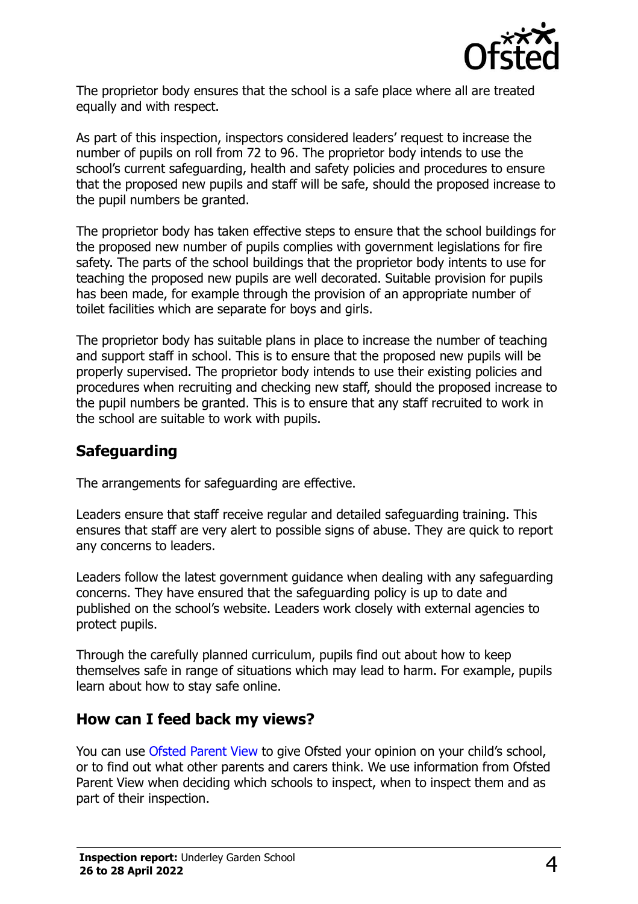The proprietor body ensures that the school is a safe place where all are treated equally and with respect.

As part of this inspection, inspectors considered leaders' request to increase the number of pupils on roll from 72 to 96. The proprietor body intends to use the school's current safeguarding, health and safety policies and procedures to ensure that the proposed new pupils and staff will be safe, should the proposed increase to the pupil numbers be granted.

The proprietor body has taken effective steps to ensure that the school buildings for the proposed new number of pupils complies with government legislations for fire safety. The parts of the school buildings that the proprietor body intents to use for teaching the proposed new pupils are well decorated. Suitable provision for pupils has been made, for example through the provision of an appropriate number of toilet facilities which are separate for boys and girls.

The proprietor body has suitable plans in place to increase the number of teaching and support staff in school. This is to ensure that the proposed new pupils will be properly supervised. The proprietor body intends to use their existing policies and procedures when recruiting and checking new staff, should the proposed increase to the pupil numbers be granted. This is to ensure that any staff recruited to work in the school are suitable to work with pupils.

## Safeguarding

The arrangements for safeguarding are effective.

Leaders ensure that staff receive regular and detailed safeguarding training. This ensures that staff are very alert to possible signs of abuse. They are quick to report any concerns to leaders.

Leaders follow the latest government guidance when dealing with any safeguarding concerns. They have ensured that the safeguarding policy is up to date and published on the school's website. Leaders work closely with external agencies to protect pupils.

Through the carefully planned curriculum, pupils find out about how to keep themselves safe in range of situations which may lead to harm. For example, pupils learn about how to stay safe online.

## How can I feed back my views?

You can use Ofsted Parent View to give Ofsted your opinion on your child's school, or to find out what other parents and carers think. We use information from Ofsted Parent View when deciding which schools to inspect, when to inspect them and as part of their inspection.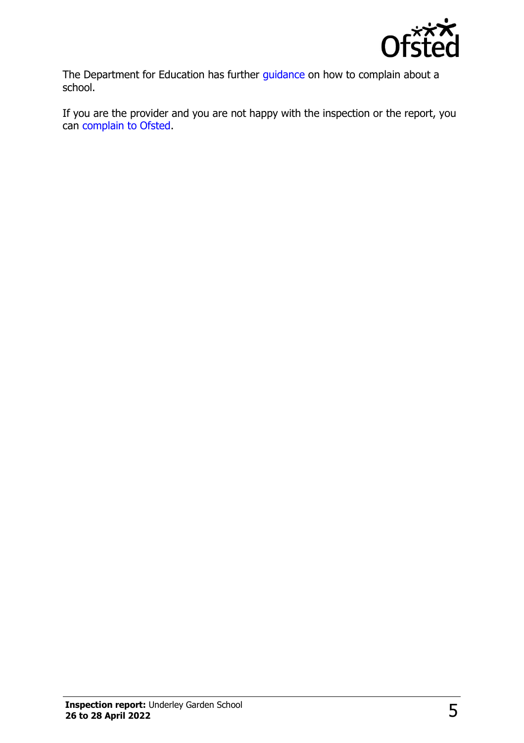The Department for Education has further guidance on how to complain about a school.

If you are the provider and you are not happy with the inspection or the report, you can complain to Ofsted.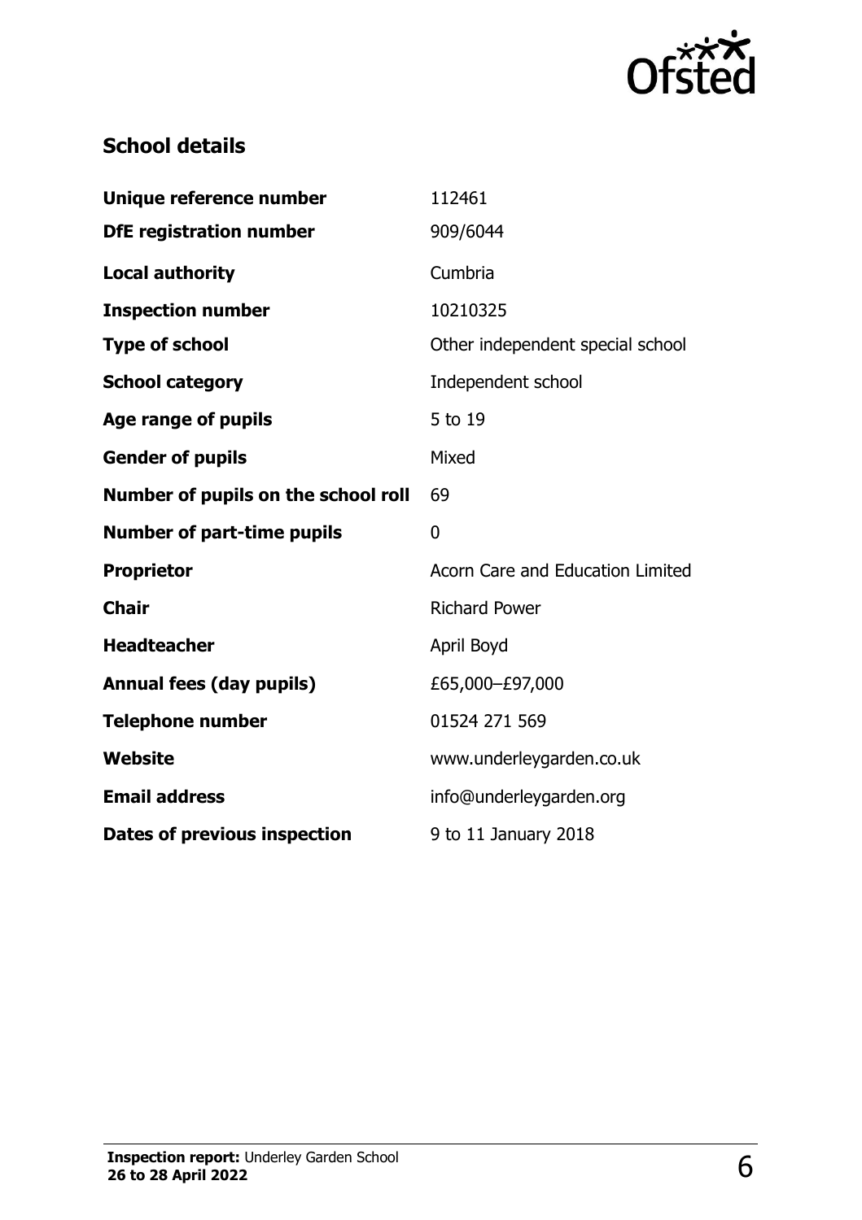## School details

| | |
|---|---|
| **Unique reference number** | 112461 |
| **DfE registration number** | 909/6044 |
| **Local authority** | Cumbria |
| **Inspection number** | 10210325 |
| **Type of school** | Other independent special school |
| **School category** | Independent school |
| **Age range of pupils** | 5 to 19 |
| **Gender of pupils** | Mixed |
| **Number of pupils on the school roll** | 69 |
| **Number of part-time pupils** | 0 |
| **Proprietor** | Acorn Care and Education Limited |
| **Chair** | Richard Power |
| **Headteacher** | April Boyd |
| **Annual fees (day pupils)** | £65,000–£97,000 |
| **Telephone number** | 01524 271 569 |
| **Website** | www.underleygarden.co.uk |
| **Email address** | info@underleygarden.org |
| **Dates of previous inspection** | 9 to 11 January 2018 |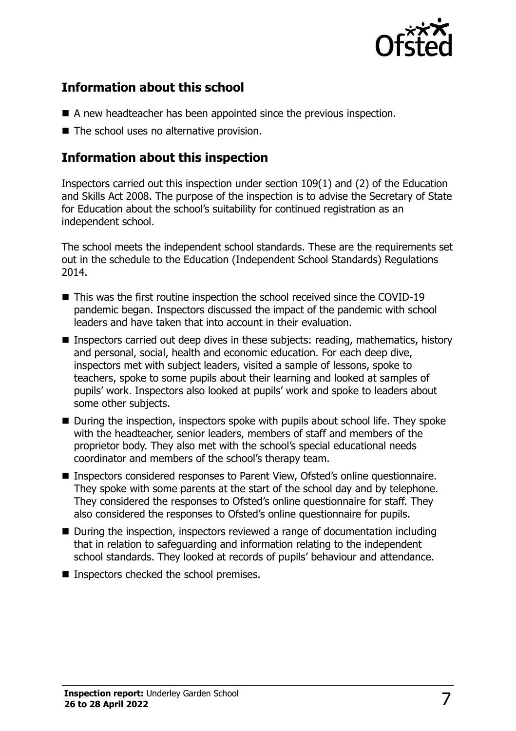## Information about this school

- A new headteacher has been appointed since the previous inspection.
- The school uses no alternative provision.

## Information about this inspection

Inspectors carried out this inspection under section 109(1) and (2) of the Education and Skills Act 2008. The purpose of the inspection is to advise the Secretary of State for Education about the school's suitability for continued registration as an independent school.

The school meets the independent school standards. These are the requirements set out in the schedule to the Education (Independent School Standards) Regulations 2014.

- This was the first routine inspection the school received since the COVID-19 pandemic began. Inspectors discussed the impact of the pandemic with school leaders and have taken that into account in their evaluation.
- Inspectors carried out deep dives in these subjects: reading, mathematics, history and personal, social, health and economic education. For each deep dive, inspectors met with subject leaders, visited a sample of lessons, spoke to teachers, spoke to some pupils about their learning and looked at samples of pupils' work. Inspectors also looked at pupils' work and spoke to leaders about some other subjects.
- During the inspection, inspectors spoke with pupils about school life. They spoke with the headteacher, senior leaders, members of staff and members of the proprietor body. They also met with the school's special educational needs coordinator and members of the school's therapy team.
- Inspectors considered responses to Parent View, Ofsted's online questionnaire. They spoke with some parents at the start of the school day and by telephone. They considered the responses to Ofsted's online questionnaire for staff. They also considered the responses to Ofsted's online questionnaire for pupils.
- During the inspection, inspectors reviewed a range of documentation including that in relation to safeguarding and information relating to the independent school standards. They looked at records of pupils' behaviour and attendance.
- Inspectors checked the school premises.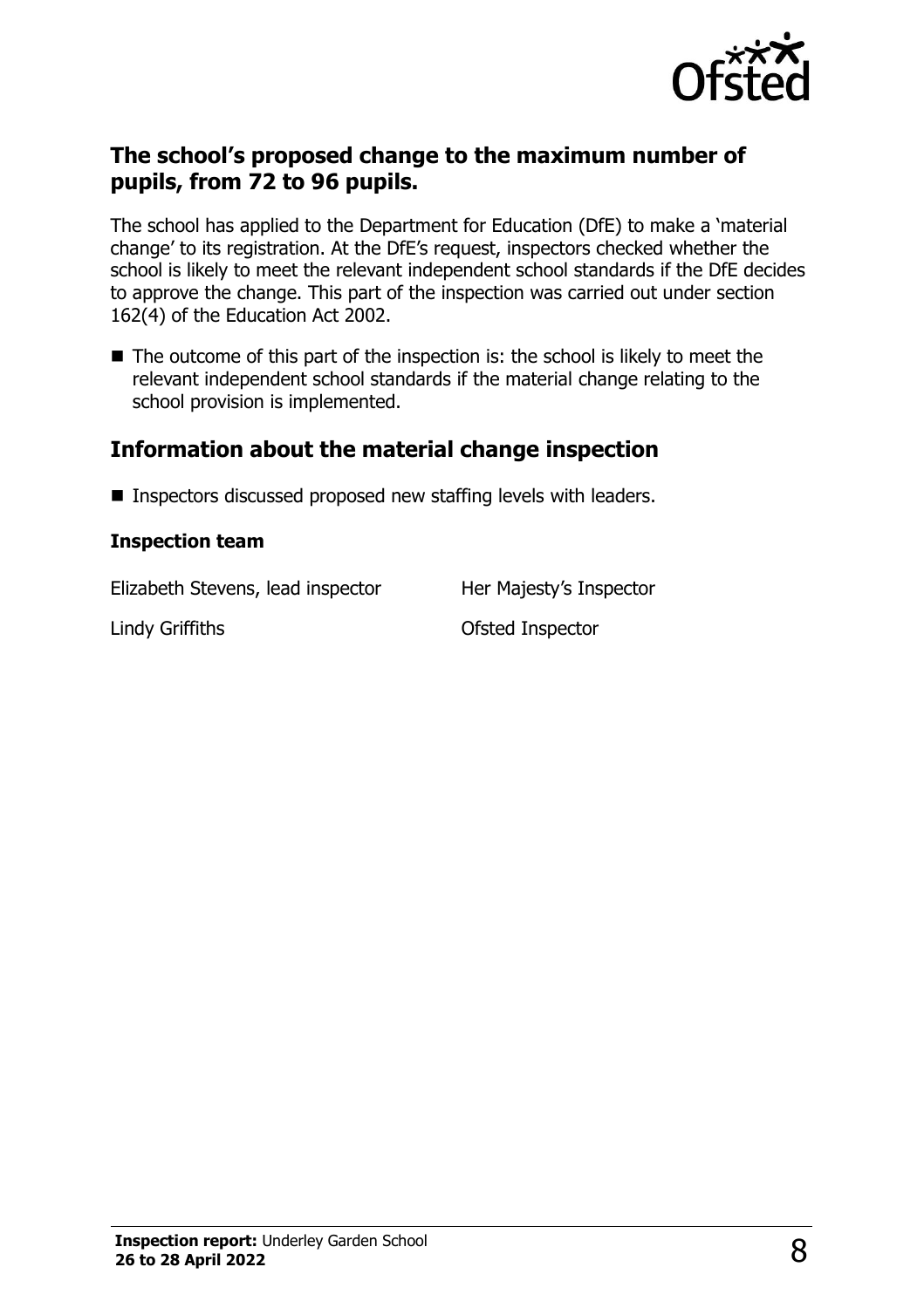## The school's proposed change to the maximum number of pupils, from 72 to 96 pupils.

The school has applied to the Department for Education (DfE) to make a 'material change' to its registration. At the DfE's request, inspectors checked whether the school is likely to meet the relevant independent school standards if the DfE decides to approve the change. This part of the inspection was carried out under section 162(4) of the Education Act 2002.

- The outcome of this part of the inspection is: the school is likely to meet the relevant independent school standards if the material change relating to the school provision is implemented.

## Information about the material change inspection

- Inspectors discussed proposed new staffing levels with leaders.

### Inspection team

| | |
|---|---|
| Elizabeth Stevens, lead inspector | Her Majesty's Inspector |
| Lindy Griffiths | Ofsted Inspector |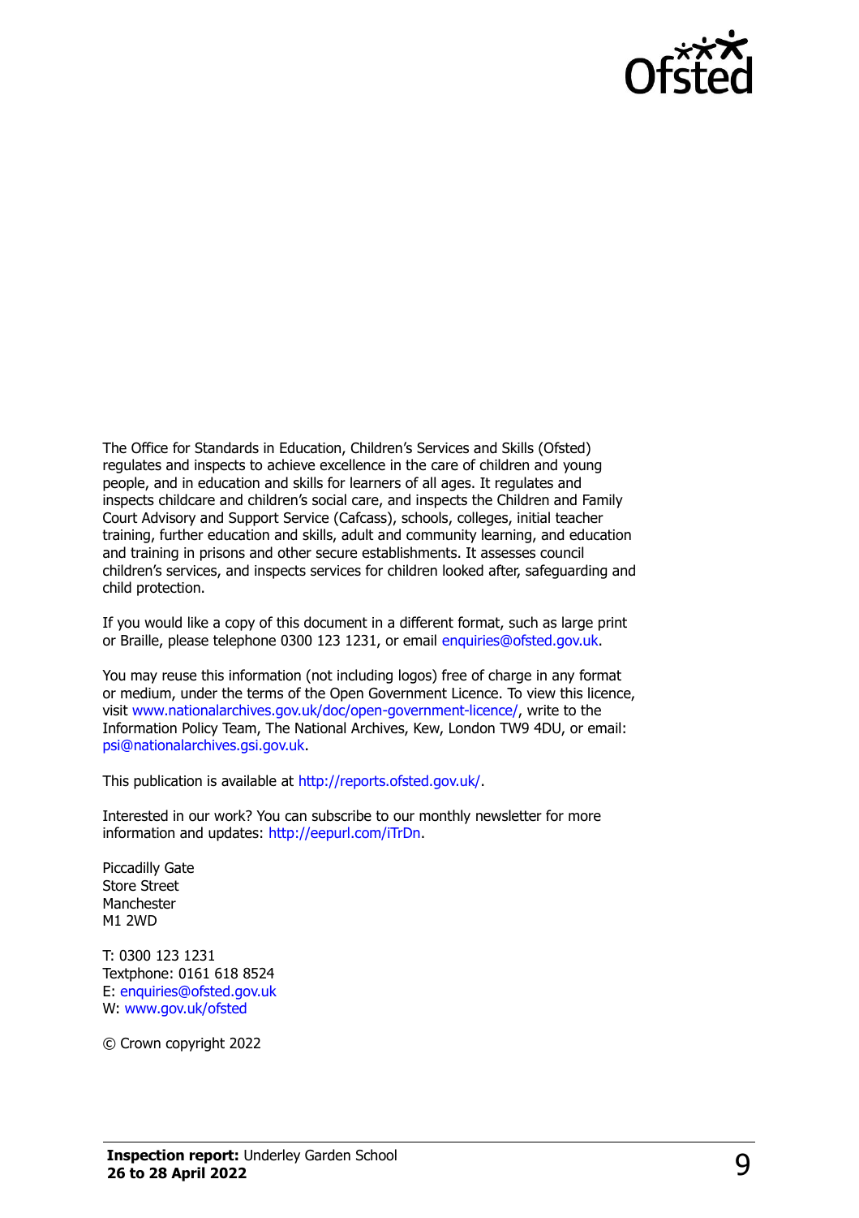The Office for Standards in Education, Children's Services and Skills (Ofsted) regulates and inspects to achieve excellence in the care of children and young people, and in education and skills for learners of all ages. It regulates and inspects childcare and children's social care, and inspects the Children and Family Court Advisory and Support Service (Cafcass), schools, colleges, initial teacher training, further education and skills, adult and community learning, and education and training in prisons and other secure establishments. It assesses council children's services, and inspects services for children looked after, safeguarding and child protection.

If you would like a copy of this document in a different format, such as large print or Braille, please telephone 0300 123 1231, or email enquiries@ofsted.gov.uk.

You may reuse this information (not including logos) free of charge in any format or medium, under the terms of the Open Government Licence. To view this licence, visit www.nationalarchives.gov.uk/doc/open-government-licence/, write to the Information Policy Team, The National Archives, Kew, London TW9 4DU, or email: psi@nationalarchives.gsi.gov.uk.

This publication is available at http://reports.ofsted.gov.uk/.

Interested in our work? You can subscribe to our monthly newsletter for more information and updates: http://eepurl.com/iTrDn.

Piccadilly Gate
Store Street
Manchester
M1 2WD

T: 0300 123 1231
Textphone: 0161 618 8524
E: enquiries@ofsted.gov.uk
W: www.gov.uk/ofsted

© Crown copyright 2022